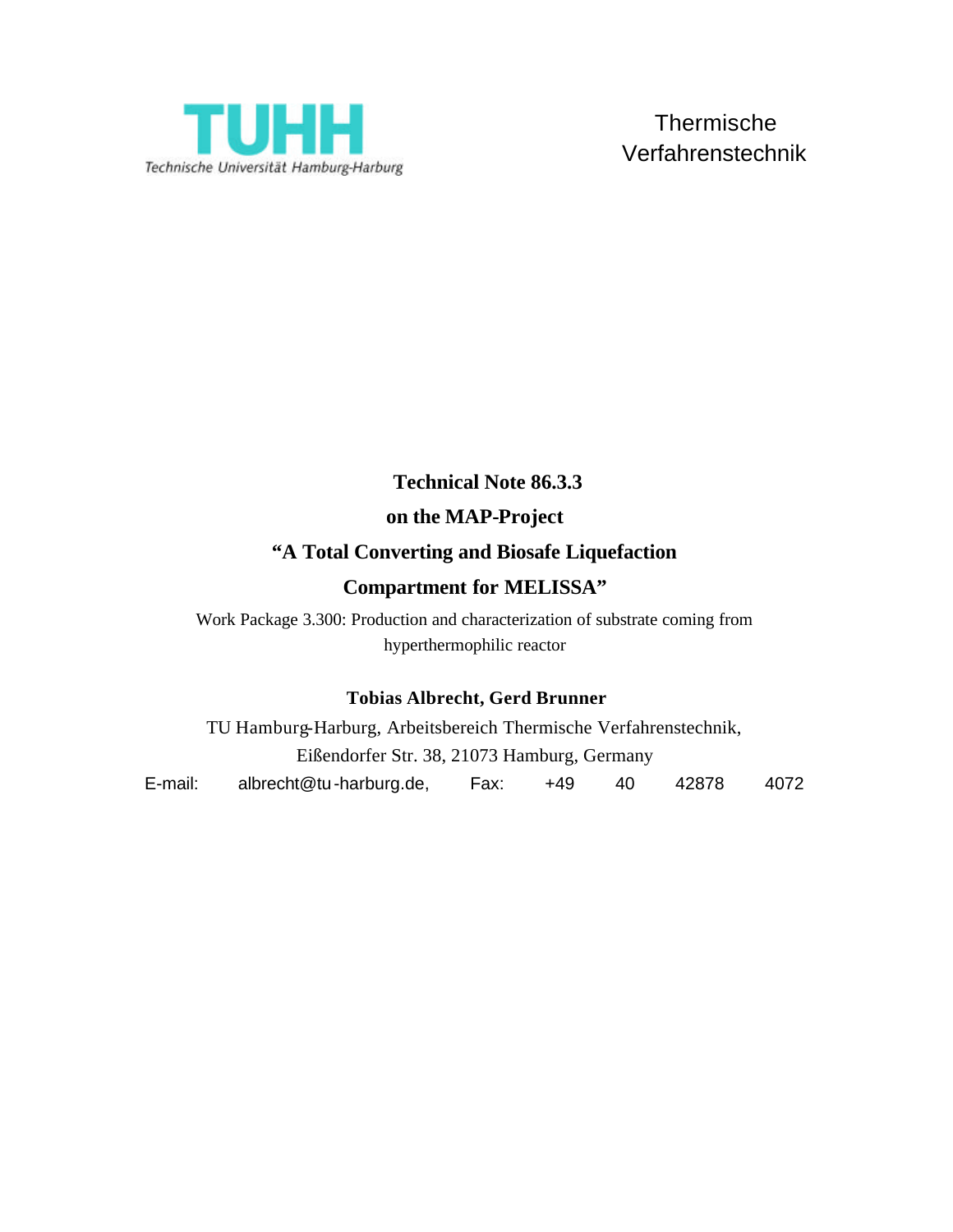TUHH

Technische Universität Hamburg-Harburg

Thermische Verfahrenstechnik

# Technical Note 86.3.3

## on the MAP-Project

## "A Total Converting and Biosafe Liquefaction Compartment for MELISSA"

Work Package 3.300: Production and characterization of substrate coming from hyperthermophilic reactor

**Tobias Albrecht, Gerd Brunner**

TU Hamburg-Harburg, Arbeitsbereich Thermische Verfahrenstechnik,
Eißendorfer Str. 38, 21073 Hamburg, Germany

E-mail: albrecht@tu-harburg.de, Fax: +49 40 42878 4072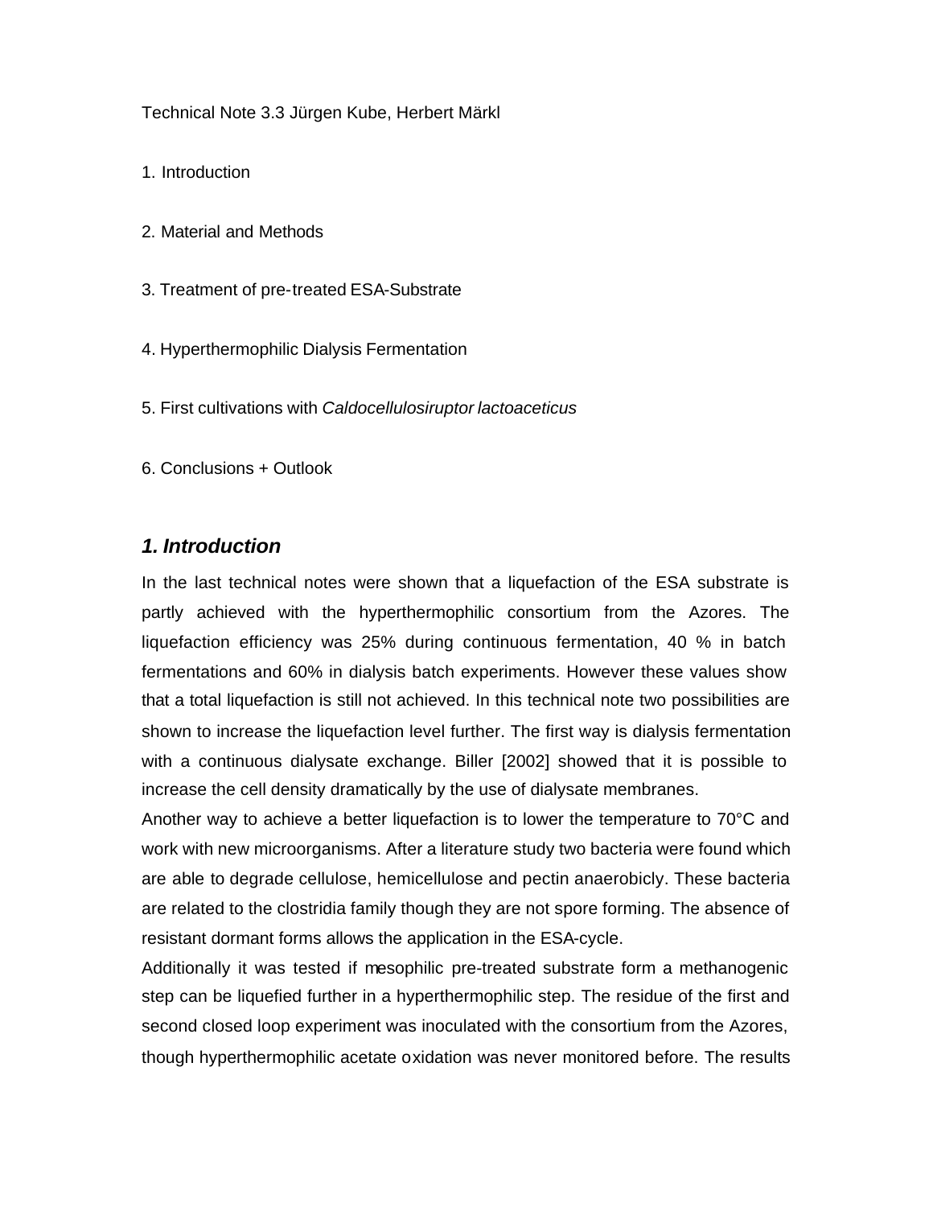Technical Note 3.3 Jürgen Kube, Herbert Märkl

1. Introduction

2. Material and Methods

3. Treatment of pre-treated ESA-Substrate

4. Hyperthermophilic Dialysis Fermentation

5. First cultivations with *Caldocellulosiruptor lactoaceticus*

6. Conclusions + Outlook

## *1. Introduction*

In the last technical notes were shown that a liquefaction of the ESA substrate is partly achieved with the hyperthermophilic consortium from the Azores. The liquefaction efficiency was 25% during continuous fermentation, 40 % in batch fermentations and 60% in dialysis batch experiments. However these values show that a total liquefaction is still not achieved. In this technical note two possibilities are shown to increase the liquefaction level further. The first way is dialysis fermentation with a continuous dialysate exchange. Biller [2002] showed that it is possible to increase the cell density dramatically by the use of dialysate membranes.

Another way to achieve a better liquefaction is to lower the temperature to 70°C and work with new microorganisms. After a literature study two bacteria were found which are able to degrade cellulose, hemicellulose and pectin anaerobicly. These bacteria are related to the clostridia family though they are not spore forming. The absence of resistant dormant forms allows the application in the ESA-cycle.

Additionally it was tested if mesophilic pre-treated substrate form a methanogenic step can be liquefied further in a hyperthermophilic step. The residue of the first and second closed loop experiment was inoculated with the consortium from the Azores, though hyperthermophilic acetate oxidation was never monitored before. The results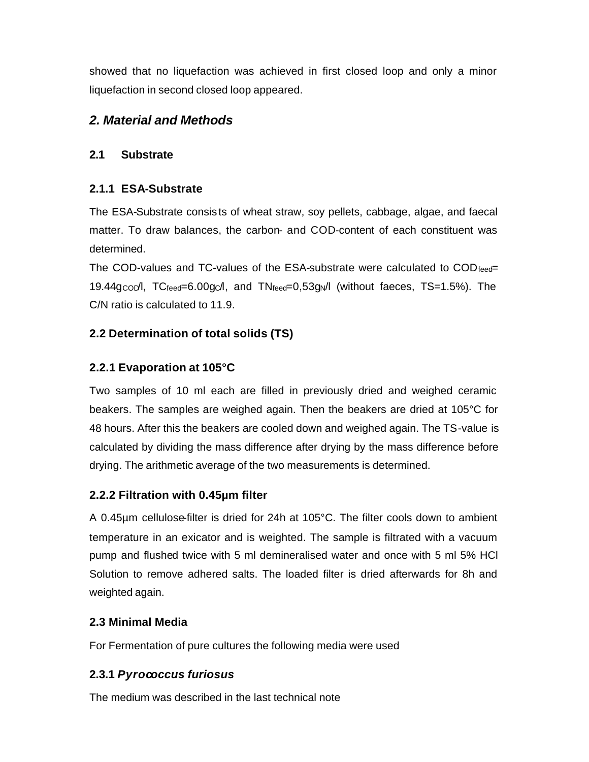showed that no liquefaction was achieved in first closed loop and only a minor liquefaction in second closed loop appeared.

## *2. Material and Methods*

### 2.1 Substrate

### 2.1.1 ESA-Substrate

The ESA-Substrate consists of wheat straw, soy pellets, cabbage, algae, and faecal matter. To draw balances, the carbon- and COD-content of each constituent was determined.

The COD-values and TC-values of the ESA-substrate were calculated to $COD_{feed}$= 19.44$g_{COD}$/l, $TC_{feed}$=6.00$g_C$/l, and $TN_{feed}$=0,53$g_N$/l (without faeces, TS=1.5%). The C/N ratio is calculated to 11.9.

### 2.2 Determination of total solids (TS)

### 2.2.1 Evaporation at 105°C

Two samples of 10 ml each are filled in previously dried and weighed ceramic beakers. The samples are weighed again. Then the beakers are dried at 105°C for 48 hours. After this the beakers are cooled down and weighed again. The TS-value is calculated by dividing the mass difference after drying by the mass difference before drying. The arithmetic average of the two measurements is determined.

### 2.2.2 Filtration with 0.45µm filter

A 0.45µm cellulose-filter is dried for 24h at 105°C. The filter cools down to ambient temperature in an exicator and is weighted. The sample is filtrated with a vacuum pump and flushed twice with 5 ml demineralised water and once with 5 ml 5% HCl Solution to remove adhered salts. The loaded filter is dried afterwards for 8h and weighted again.

### 2.3 Minimal Media

For Fermentation of pure cultures the following media were used

### 2.3.1 *Pyrococcus furiosus*

The medium was described in the last technical note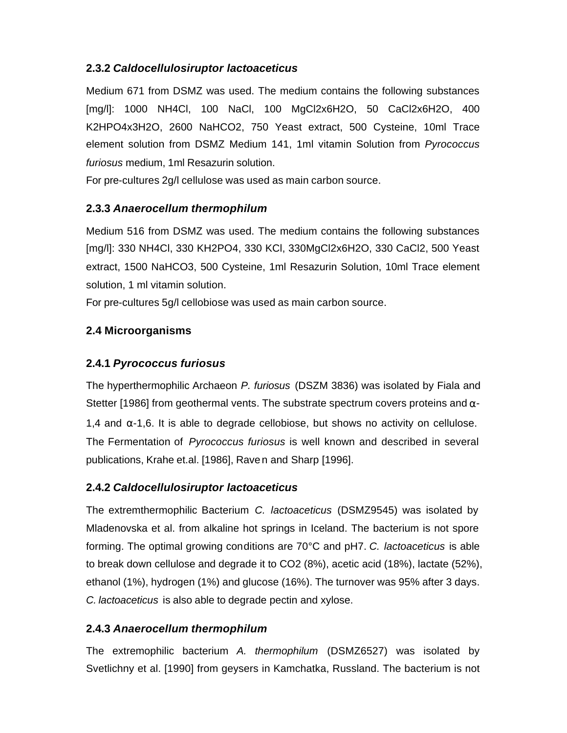### 2.3.2 *Caldocellulosiruptor lactoaceticus*

Medium 671 from DSMZ was used. The medium contains the following substances [mg/l]: 1000 $NH_4Cl$, 100 NaCl, 100 $MgCl_2x6H_2O$, 50 $CaCl_2x6H_2O$, 400 $K_2HPO_4x3H_2O$, 2600 $NaHCO_2$, 750 Yeast extract, 500 Cysteine, 10ml Trace element solution from DSMZ Medium 141, 1ml vitamin Solution from *Pyrococcus furiosus* medium, 1ml Resazurin solution.

For pre-cultures 2g/l cellulose was used as main carbon source.

### 2.3.3 *Anaerocellum thermophilum*

Medium 516 from DSMZ was used. The medium contains the following substances [mg/l]: 330 $NH_4Cl$, 330 $KH_2PO_4$, 330 KCl, 330$MgCl_2x6H_2O$, 330 $CaCl_2$, 500 Yeast extract, 1500 $NaHCO_3$, 500 Cysteine, 1ml Resazurin Solution, 10ml Trace element solution, 1 ml vitamin solution.

For pre-cultures 5g/l cellobiose was used as main carbon source.

## 2.4 Microorganisms

### 2.4.1 *Pyrococcus furiosus*

The hyperthermophilic Archaeon *P. furiosus* (DSZM 3836) was isolated by Fiala and Stetter [1986] from geothermal vents. The substrate spectrum covers proteins and α-1,4 and α-1,6. It is able to degrade cellobiose, but shows no activity on cellulose. The Fermentation of *Pyrococcus furiosus* is well known and described in several publications, Krahe et.al. [1986], Raven and Sharp [1996].

### 2.4.2 *Caldocellulosiruptor lactoaceticus*

The extremthermophilic Bacterium *C. lactoaceticus* (DSMZ9545) was isolated by Mladenovska et al. from alkaline hot springs in Iceland. The bacterium is not spore forming. The optimal growing conditions are 70°C and pH7. *C. lactoaceticus* is able to break down cellulose and degrade it to $CO_2$ (8%), acetic acid (18%), lactate (52%), ethanol (1%), hydrogen (1%) and glucose (16%). The turnover was 95% after 3 days. *C. lactoaceticus* is also able to degrade pectin and xylose.

### 2.4.3 *Anaerocellum thermophilum*

The extremophilic bacterium *A. thermophilum* (DSMZ6527) was isolated by Svetlichny et al. [1990] from geysers in Kamchatka, Russland. The bacterium is not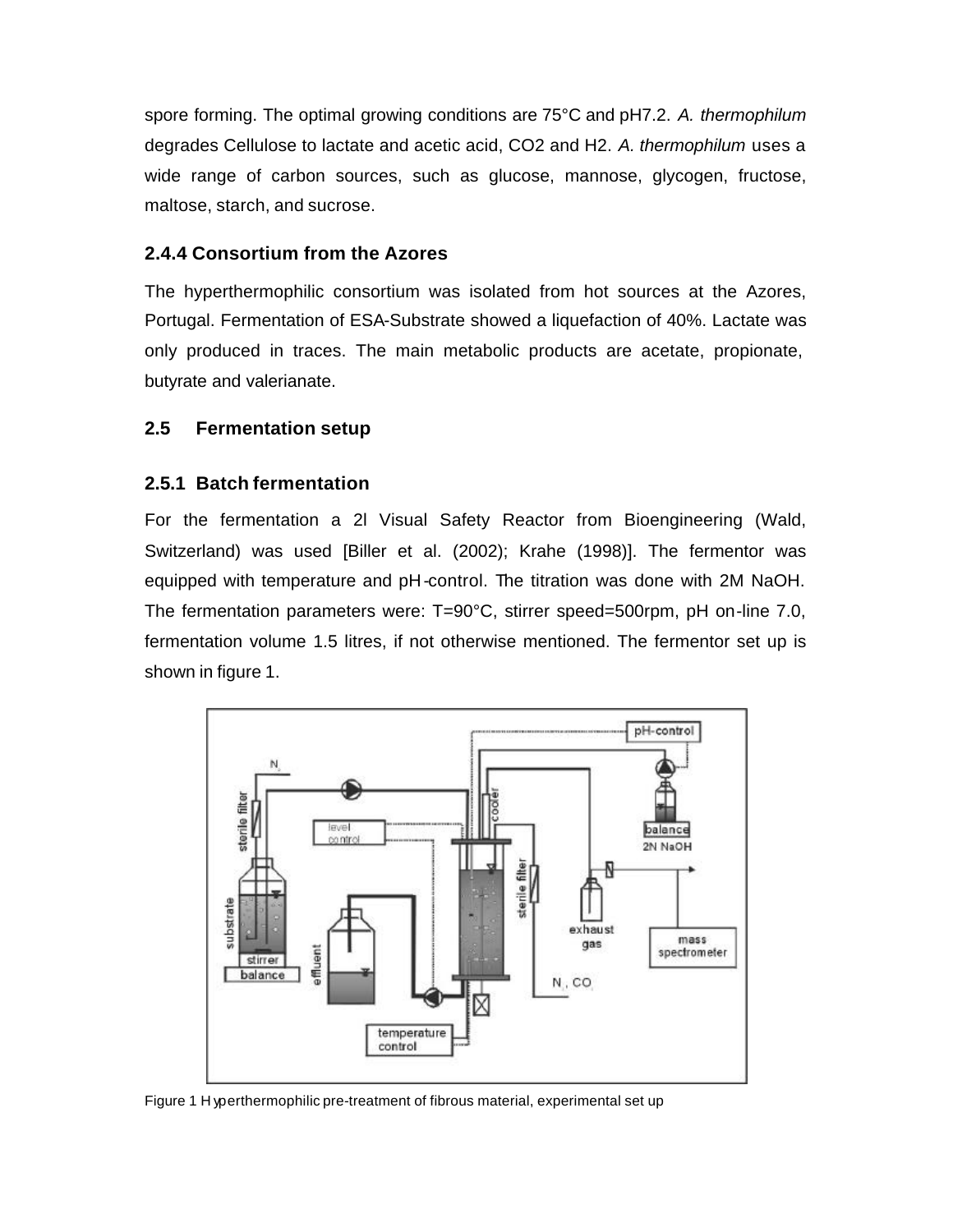spore forming. The optimal growing conditions are 75°C and pH7.2. *A. thermophilum* degrades Cellulose to lactate and acetic acid, $CO_2$ and $H_2$. *A. thermophilum* uses a wide range of carbon sources, such as glucose, mannose, glycogen, fructose, maltose, starch, and sucrose.

### 2.4.4 Consortium from the Azores

The hyperthermophilic consortium was isolated from hot sources at the Azores, Portugal. Fermentation of ESA-Substrate showed a liquefaction of 40%. Lactate was only produced in traces. The main metabolic products are acetate, propionate, butyrate and valerianate.

## 2.5 Fermentation setup

### 2.5.1 Batch fermentation

For the fermentation a 2l Visual Safety Reactor from Bioengineering (Wald, Switzerland) was used [Biller et al. (2002); Krahe (1998)]. The fermentor was equipped with temperature and pH-control. The titration was done with 2M NaOH. The fermentation parameters were: T=90°C, stirrer speed=500rpm, pH on-line 7.0, fermentation volume 1.5 litres, if not otherwise mentioned. The fermentor set up is shown in figure 1.

Figure 1 Hyperthermophilic pre-treatment of fibrous material, experimental set up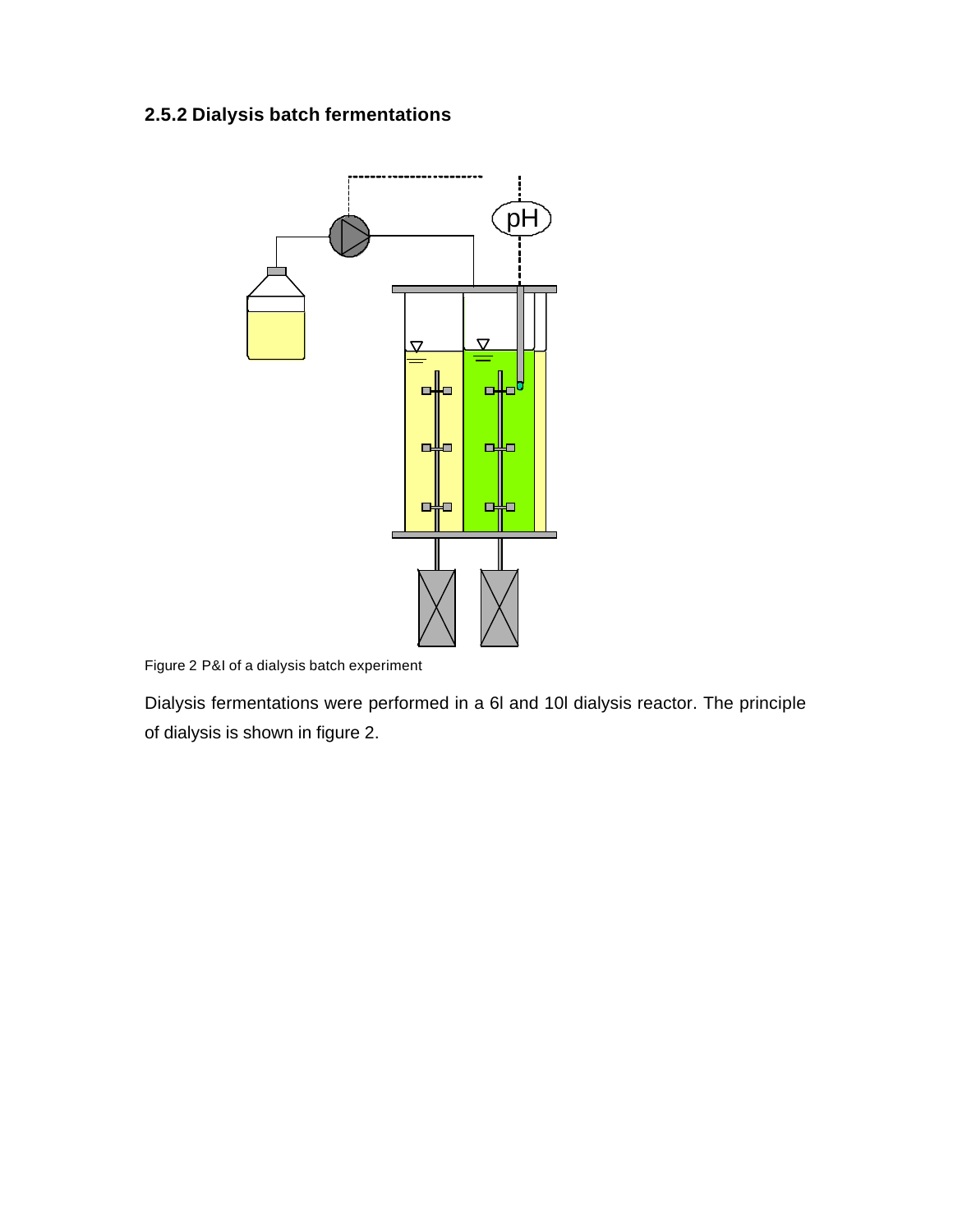### 2.5.2 Dialysis batch fermentations

Figure 2 P&I of a dialysis batch experiment

Dialysis fermentations were performed in a 6l and 10l dialysis reactor. The principle of dialysis is shown in figure 2.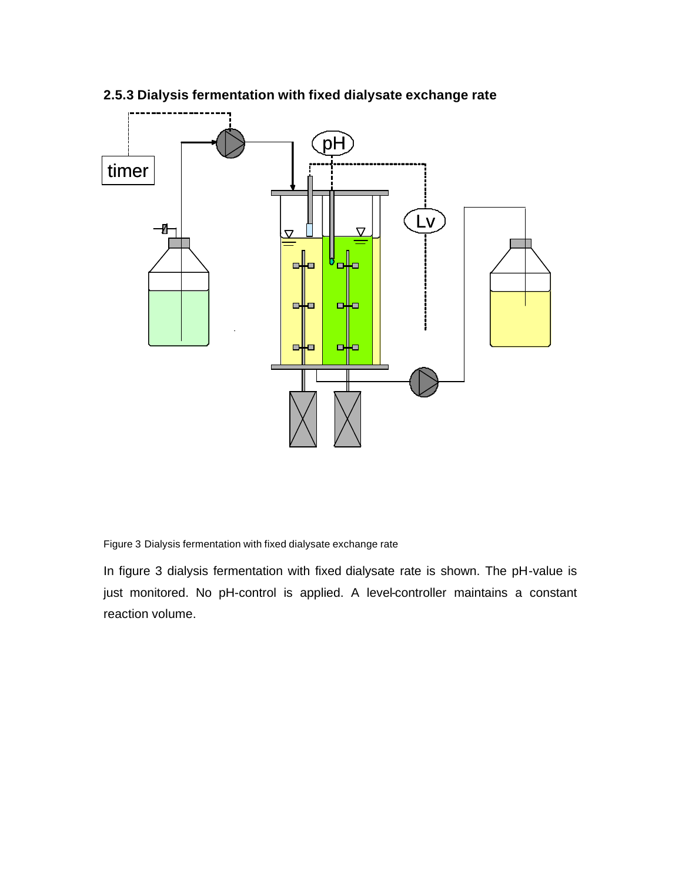### 2.5.3 Dialysis fermentation with fixed dialysate exchange rate

Figure 3 Dialysis fermentation with fixed dialysate exchange rate

In figure 3 dialysis fermentation with fixed dialysate rate is shown. The pH-value is just monitored. No pH-control is applied. A level-controller maintains a constant reaction volume.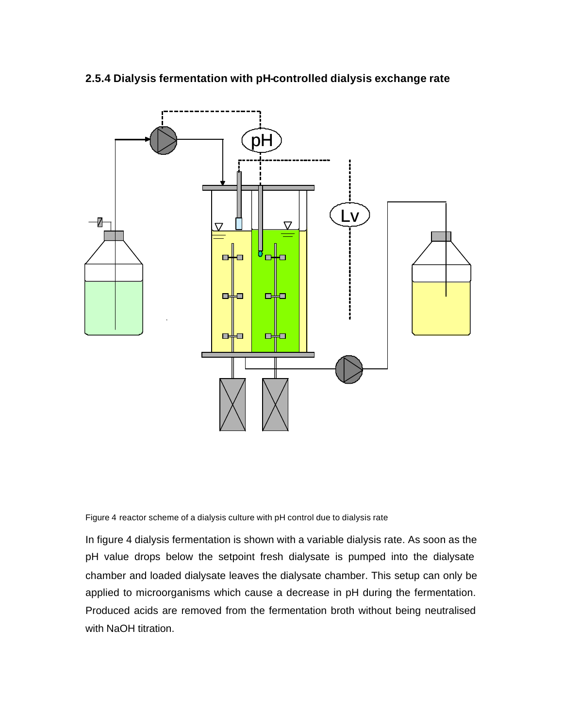### 2.5.4 Dialysis fermentation with pH-controlled dialysis exchange rate

Figure 4 reactor scheme of a dialysis culture with pH control due to dialysis rate

In figure 4 dialysis fermentation is shown with a variable dialysis rate. As soon as the pH value drops below the setpoint fresh dialysate is pumped into the dialysate chamber and loaded dialysate leaves the dialysate chamber. This setup can only be applied to microorganisms which cause a decrease in pH during the fermentation. Produced acids are removed from the fermentation broth without being neutralised with NaOH titration.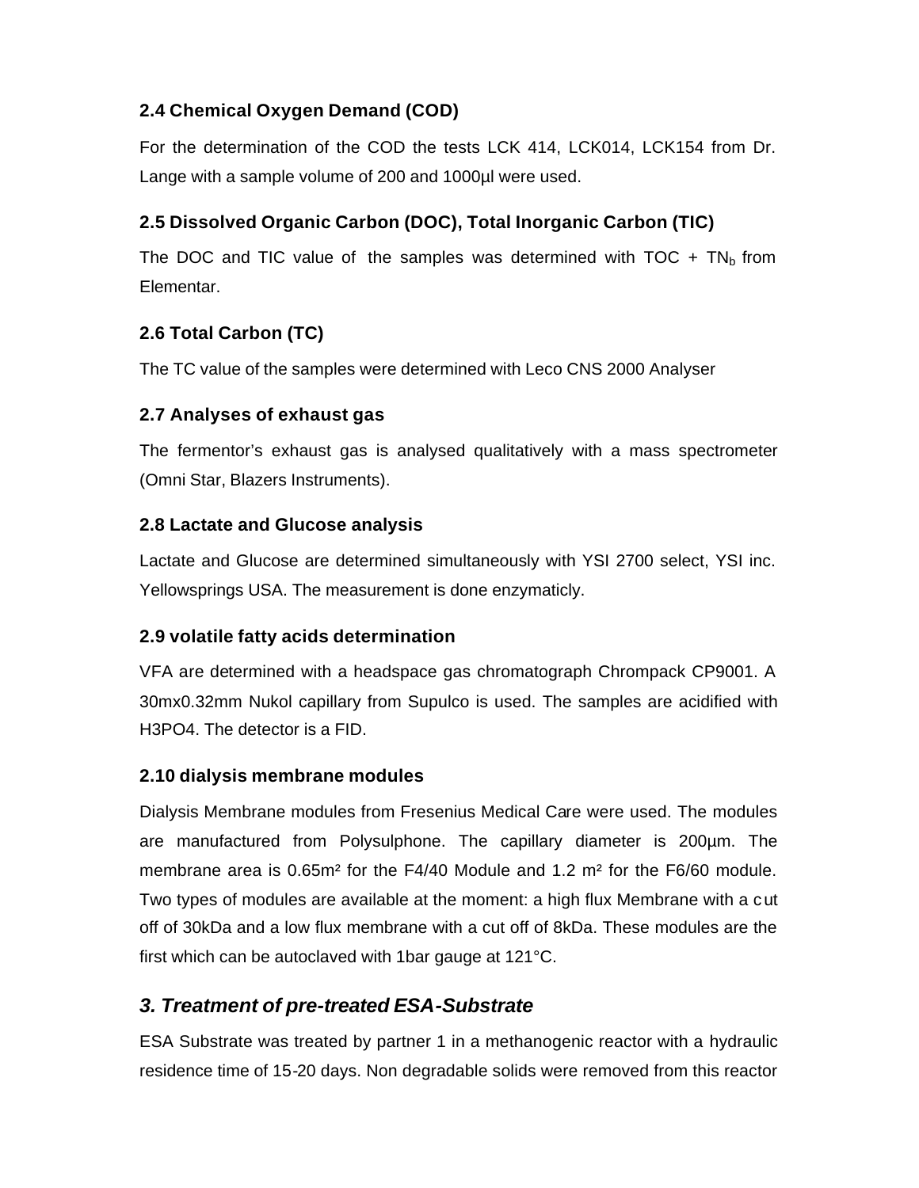### 2.4 Chemical Oxygen Demand (COD)

For the determination of the COD the tests LCK 414, LCK014, LCK154 from Dr. Lange with a sample volume of 200 and 1000µl were used.

### 2.5 Dissolved Organic Carbon (DOC), Total Inorganic Carbon (TIC)

The DOC and TIC value of the samples was determined with TOC + $TN_b$ from Elementar.

### 2.6 Total Carbon (TC)

The TC value of the samples were determined with Leco CNS 2000 Analyser

### 2.7 Analyses of exhaust gas

The fermentor's exhaust gas is analysed qualitatively with a mass spectrometer (Omni Star, Blazers Instruments).

### 2.8 Lactate and Glucose analysis

Lactate and Glucose are determined simultaneously with YSI 2700 select, YSI inc. Yellowsprings USA. The measurement is done enzymaticly.

### 2.9 volatile fatty acids determination

VFA are determined with a headspace gas chromatograph Chrompack CP9001. A 30mx0.32mm Nukol capillary from Supulco is used. The samples are acidified with $H_3PO_4$. The detector is a FID.

### 2.10 dialysis membrane modules

Dialysis Membrane modules from Fresenius Medical Care were used. The modules are manufactured from Polysulphone. The capillary diameter is 200µm. The membrane area is 0.65m² for the F4/40 Module and 1.2 m² for the F6/60 module. Two types of modules are available at the moment: a high flux Membrane with a cut off of 30kDa and a low flux membrane with a cut off of 8kDa. These modules are the first which can be autoclaved with 1bar gauge at 121°C.

## *3. Treatment of pre-treated ESA-Substrate*

ESA Substrate was treated by partner 1 in a methanogenic reactor with a hydraulic residence time of 15-20 days. Non degradable solids were removed from this reactor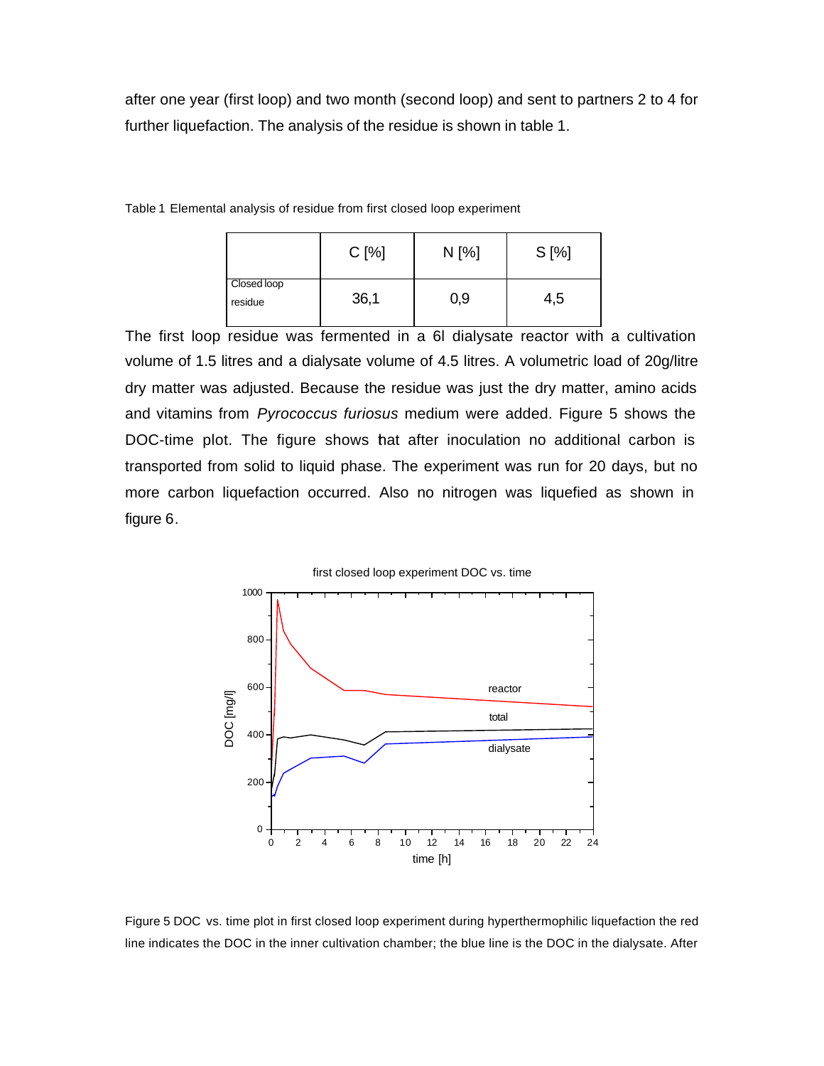after one year (first loop) and two month (second loop) and sent to partners 2 to 4 for further liquefaction. The analysis of the residue is shown in table 1.

Table 1 Elemental analysis of residue from first closed loop experiment

| | C [%] | N [%] | S [%] |
|---|---|---|---|
| Closed loop residue | 36,1 | 0,9 | 4,5 |

The first loop residue was fermented in a 6l dialysate reactor with a cultivation volume of 1.5 litres and a dialysate volume of 4.5 litres. A volumetric load of 20g/litre dry matter was adjusted. Because the residue was just the dry matter, amino acids and vitamins from *Pyrococcus furiosus* medium were added. Figure 5 shows the DOC-time plot. The figure shows that after inoculation no additional carbon is transported from solid to liquid phase. The experiment was run for 20 days, but no more carbon liquefaction occurred. Also no nitrogen was liquefied as shown in figure 6.

Figure 5 DOC vs. time plot in first closed loop experiment during hyperthermophilic liquefaction the red line indicates the DOC in the inner cultivation chamber; the blue line is the DOC in the dialysate. After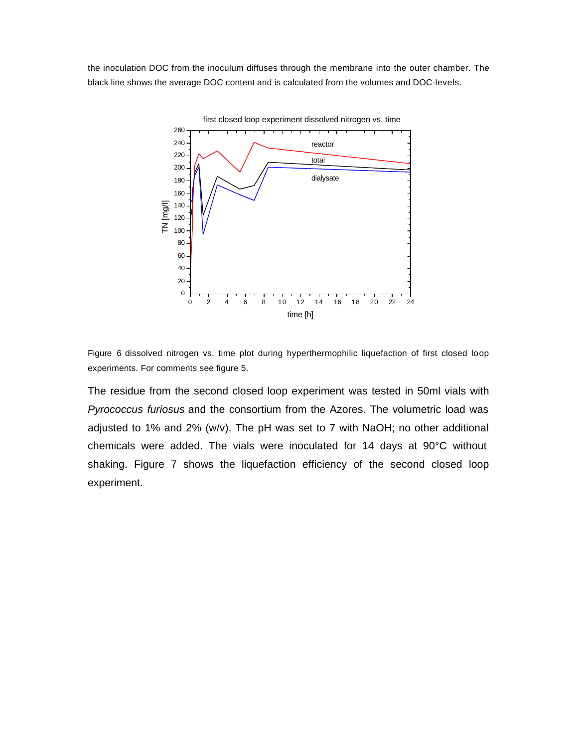the inoculation DOC from the inoculum diffuses through the membrane into the outer chamber. The black line shows the average DOC content and is calculated from the volumes and DOC-levels.

Figure 6 dissolved nitrogen vs. time plot during hyperthermophilic liquefaction of first closed loop experiments. For comments see figure 5.

The residue from the second closed loop experiment was tested in 50ml vials with *Pyrococcus furiosus* and the consortium from the Azores. The volumetric load was adjusted to 1% and 2% (w/v). The pH was set to 7 with NaOH; no other additional chemicals were added. The vials were inoculated for 14 days at 90°C without shaking. Figure 7 shows the liquefaction efficiency of the second closed loop experiment.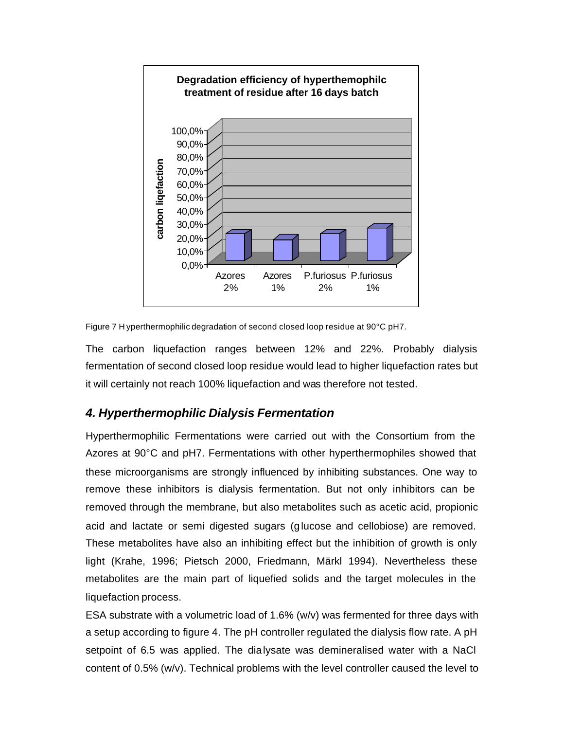Figure 7 Hyperthermophilic degradation of second closed loop residue at 90°C pH7.

The carbon liquefaction ranges between 12% and 22%. Probably dialysis fermentation of second closed loop residue would lead to higher liquefaction rates but it will certainly not reach 100% liquefaction and was therefore not tested.

## *4. Hyperthermophilic Dialysis Fermentation*

Hyperthermophilic Fermentations were carried out with the Consortium from the Azores at 90°C and pH7. Fermentations with other hyperthermophiles showed that these microorganisms are strongly influenced by inhibiting substances. One way to remove these inhibitors is dialysis fermentation. But not only inhibitors can be removed through the membrane, but also metabolites such as acetic acid, propionic acid and lactate or semi digested sugars (glucose and cellobiose) are removed. These metabolites have also an inhibiting effect but the inhibition of growth is only light (Krahe, 1996; Pietsch 2000, Friedmann, Märkl 1994). Nevertheless these metabolites are the main part of liquefied solids and the target molecules in the liquefaction process.

ESA substrate with a volumetric load of 1.6% (w/v) was fermented for three days with a setup according to figure 4. The pH controller regulated the dialysis flow rate. A pH setpoint of 6.5 was applied. The dialysate was demineralised water with a NaCl content of 0.5% (w/v). Technical problems with the level controller caused the level to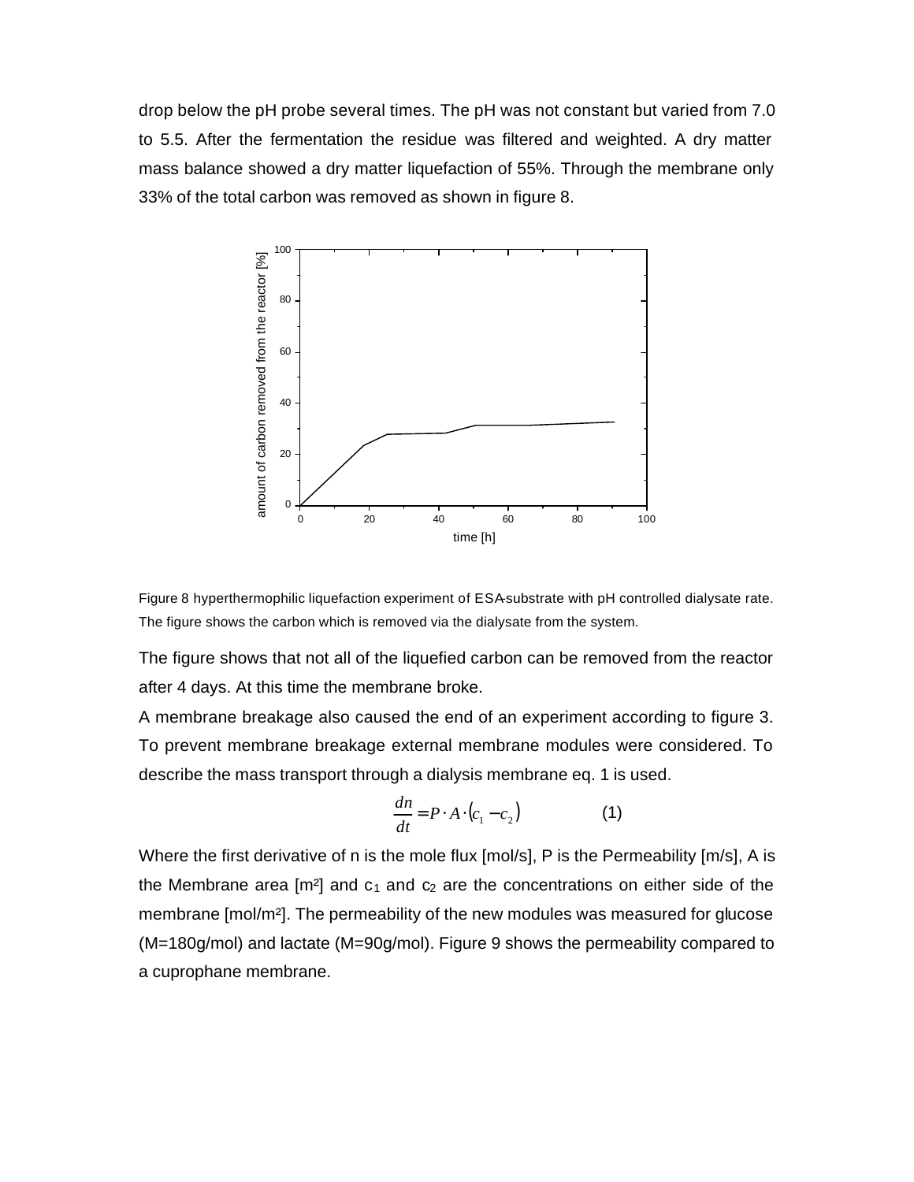drop below the pH probe several times. The pH was not constant but varied from 7.0 to 5.5. After the fermentation the residue was filtered and weighted. A dry matter mass balance showed a dry matter liquefaction of 55%. Through the membrane only 33% of the total carbon was removed as shown in figure 8.

Figure 8 hyperthermophilic liquefaction experiment of ESA-substrate with pH controlled dialysate rate. The figure shows the carbon which is removed via the dialysate from the system.

The figure shows that not all of the liquefied carbon can be removed from the reactor after 4 days. At this time the membrane broke.

A membrane breakage also caused the end of an experiment according to figure 3. To prevent membrane breakage external membrane modules were considered. To describe the mass transport through a dialysis membrane eq. 1 is used.

$$\frac{dn}{dt} = P \cdot A \cdot (c_1 - c_2) \qquad (1)$$

Where the first derivative of n is the mole flux [mol/s], P is the Permeability [m/s], A is the Membrane area [m²] and $c_1$ and $c_2$ are the concentrations on either side of the membrane [mol/m²]. The permeability of the new modules was measured for glucose (M=180g/mol) and lactate (M=90g/mol). Figure 9 shows the permeability compared to a cuprophane membrane.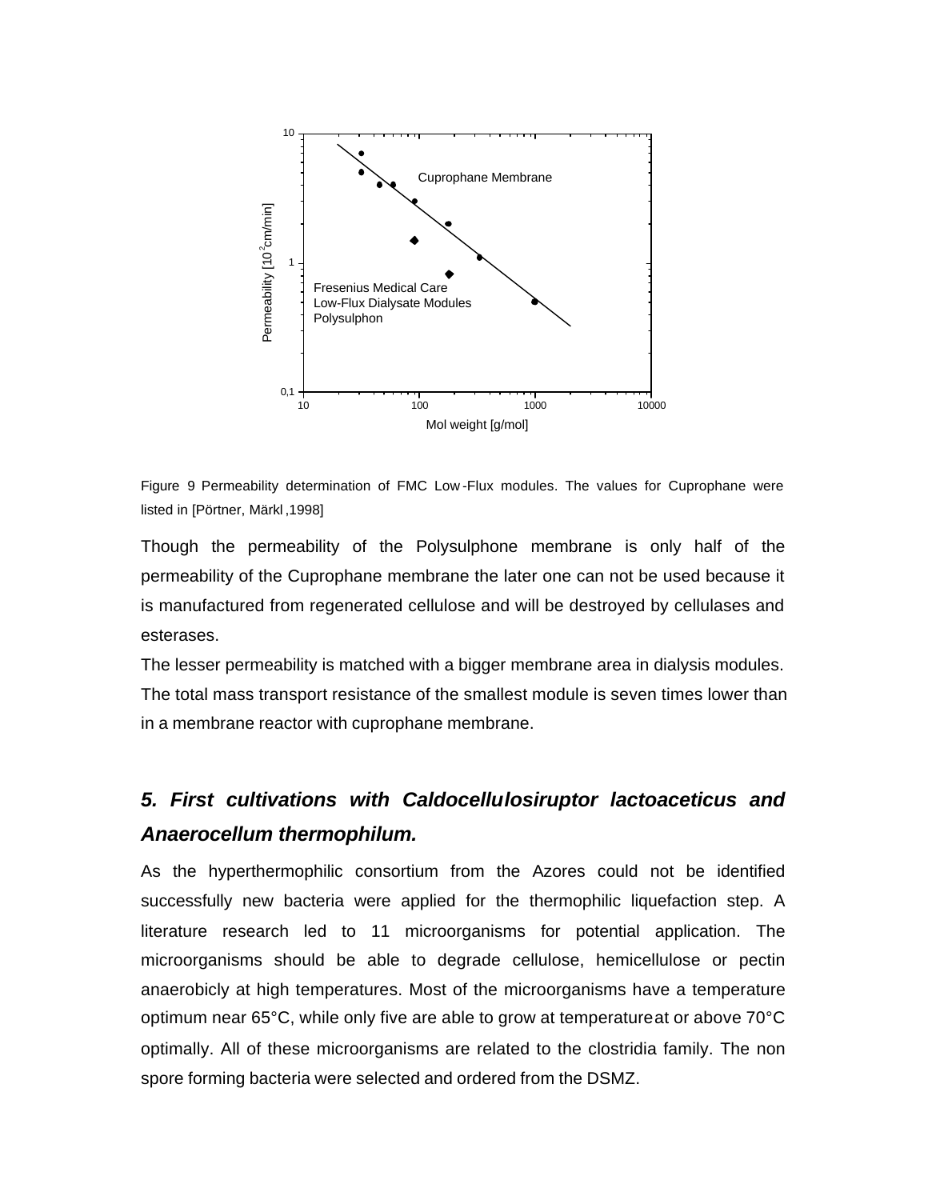Figure 9 Permeability determination of FMC Low-Flux modules. The values for Cuprophane were listed in [Pörtner, Märkl ,1998]

Though the permeability of the Polysulphone membrane is only half of the permeability of the Cuprophane membrane the later one can not be used because it is manufactured from regenerated cellulose and will be destroyed by cellulases and esterases.

The lesser permeability is matched with a bigger membrane area in dialysis modules. The total mass transport resistance of the smallest module is seven times lower than in a membrane reactor with cuprophane membrane.

## *5. First cultivations with Caldocellulosiruptor lactoaceticus and Anaerocellum thermophilum.*

As the hyperthermophilic consortium from the Azores could not be identified successfully new bacteria were applied for the thermophilic liquefaction step. A literature research led to 11 microorganisms for potential application. The microorganisms should be able to degrade cellulose, hemicellulose or pectin anaerobicly at high temperatures. Most of the microorganisms have a temperature optimum near 65°C, while only five are able to grow at temperature at or above 70°C optimally. All of these microorganisms are related to the clostridia family. The non spore forming bacteria were selected and ordered from the DSMZ.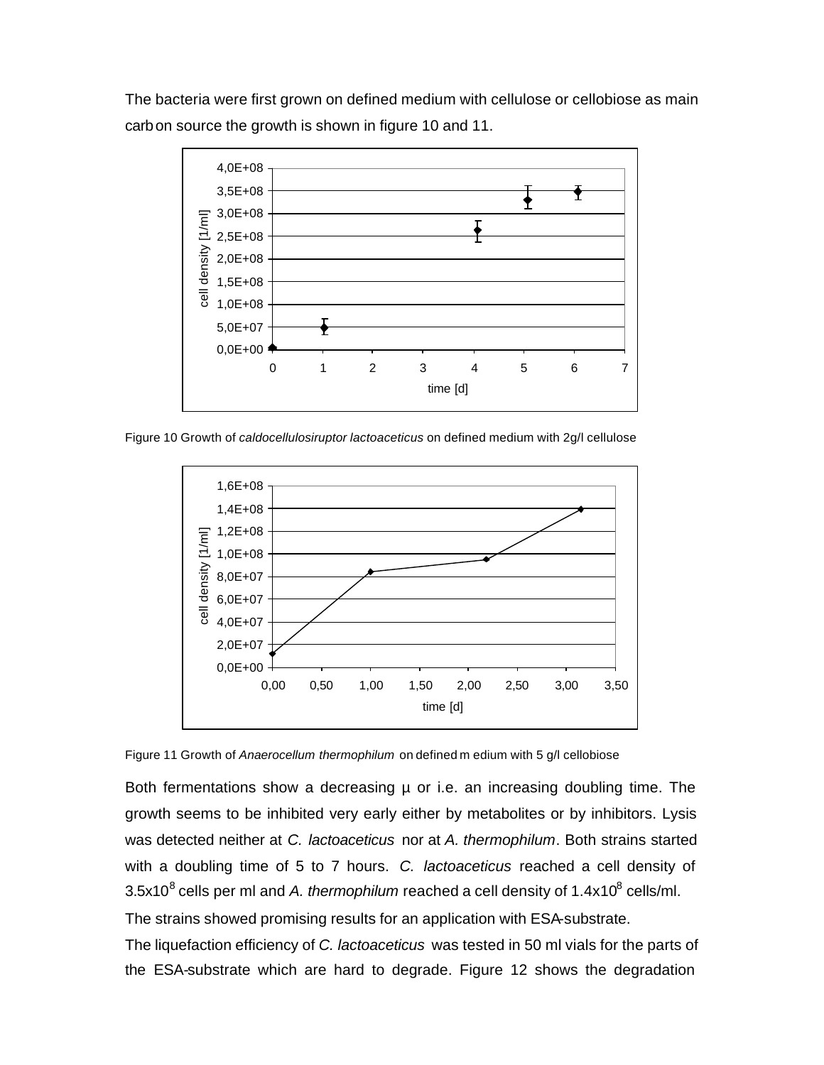The bacteria were first grown on defined medium with cellulose or cellobiose as main carbon source the growth is shown in figure 10 and 11.

Figure 10 Growth of *caldocellulosiruptor lactoaceticus* on defined medium with 2g/l cellulose

Figure 11 Growth of *Anaerocellum thermophilum* on defined medium with 5 g/l cellobiose

Both fermentations show a decreasing µ or i.e. an increasing doubling time. The growth seems to be inhibited very early either by metabolites or by inhibitors. Lysis was detected neither at *C. lactoaceticus* nor at *A. thermophilum*. Both strains started with a doubling time of 5 to 7 hours. *C. lactoaceticus* reached a cell density of $3.5 \times 10^8$ cells per ml and *A. thermophilum* reached a cell density of $1.4 \times 10^8$ cells/ml.

The strains showed promising results for an application with ESA-substrate.

The liquefaction efficiency of *C. lactoaceticus* was tested in 50 ml vials for the parts of the ESA-substrate which are hard to degrade. Figure 12 shows the degradation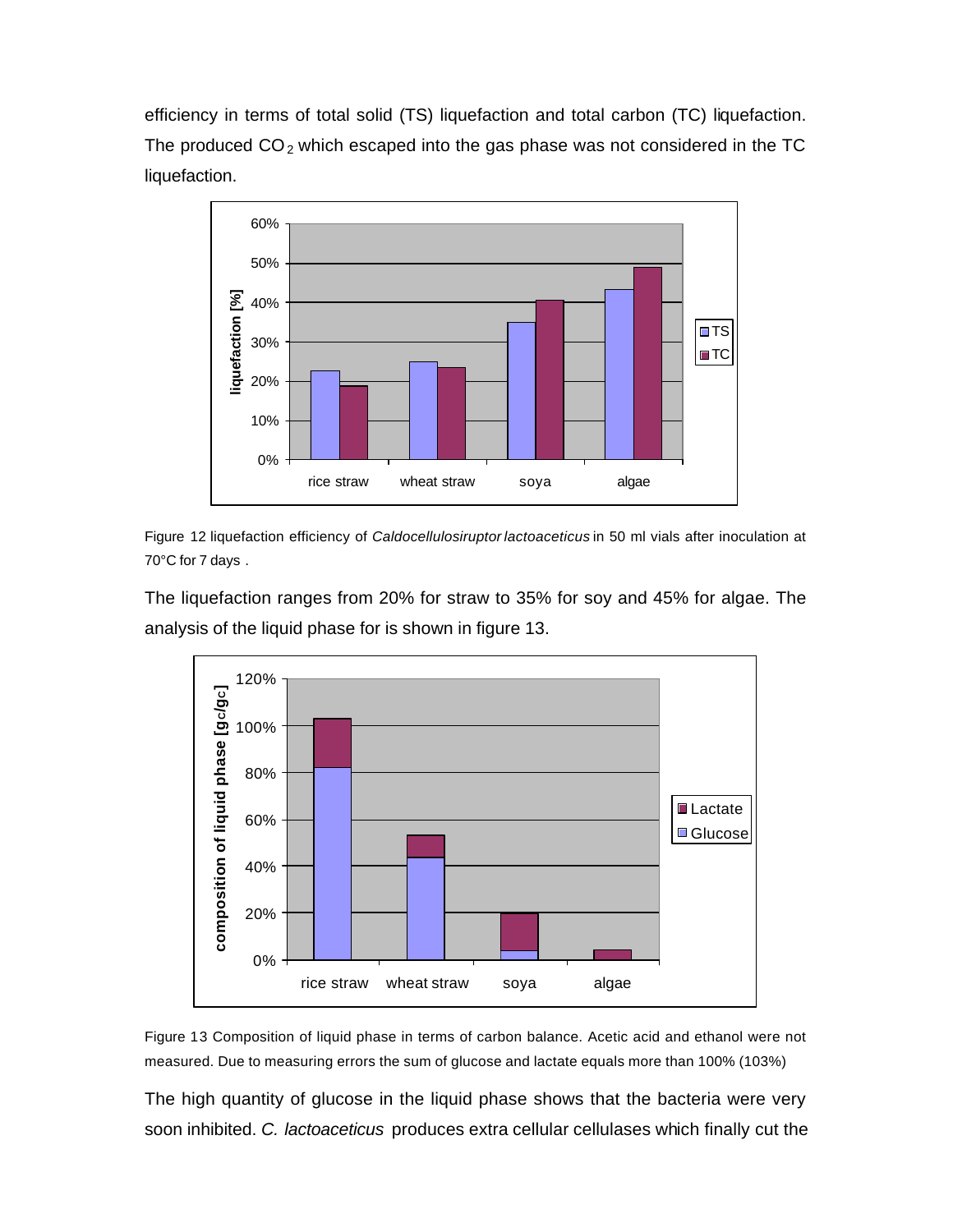efficiency in terms of total solid (TS) liquefaction and total carbon (TC) liquefaction. The produced $CO_2$ which escaped into the gas phase was not considered in the TC liquefaction.

Figure 12 liquefaction efficiency of *Caldocellulosiruptor lactoaceticus* in 50 ml vials after inoculation at 70°C for 7 days .

The liquefaction ranges from 20% for straw to 35% for soy and 45% for algae. The analysis of the liquid phase for is shown in figure 13.

Figure 13 Composition of liquid phase in terms of carbon balance. Acetic acid and ethanol were not measured. Due to measuring errors the sum of glucose and lactate equals more than 100% (103%)

The high quantity of glucose in the liquid phase shows that the bacteria were very soon inhibited. *C. lactoaceticus* produces extra cellular cellulases which finally cut the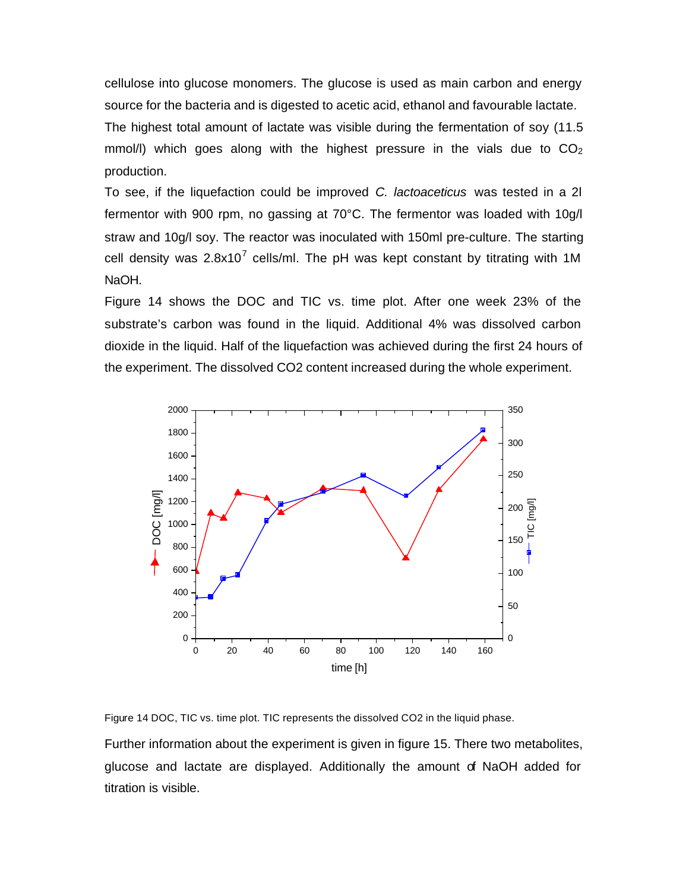cellulose into glucose monomers. The glucose is used as main carbon and energy source for the bacteria and is digested to acetic acid, ethanol and favourable lactate.

The highest total amount of lactate was visible during the fermentation of soy (11.5 mmol/l) which goes along with the highest pressure in the vials due to $CO_2$ production.

To see, if the liquefaction could be improved *C. lactoaceticus* was tested in a 2l fermentor with 900 rpm, no gassing at 70°C. The fermentor was loaded with 10g/l straw and 10g/l soy. The reactor was inoculated with 150ml pre-culture. The starting cell density was $2.8x10^7$ cells/ml. The pH was kept constant by titrating with 1M NaOH.

Figure 14 shows the DOC and TIC vs. time plot. After one week 23% of the substrate's carbon was found in the liquid. Additional 4% was dissolved carbon dioxide in the liquid. Half of the liquefaction was achieved during the first 24 hours of the experiment. The dissolved CO2 content increased during the whole experiment.

Figure 14 DOC, TIC vs. time plot. TIC represents the dissolved CO2 in the liquid phase.

Further information about the experiment is given in figure 15. There two metabolites, glucose and lactate are displayed. Additionally the amount of NaOH added for titration is visible.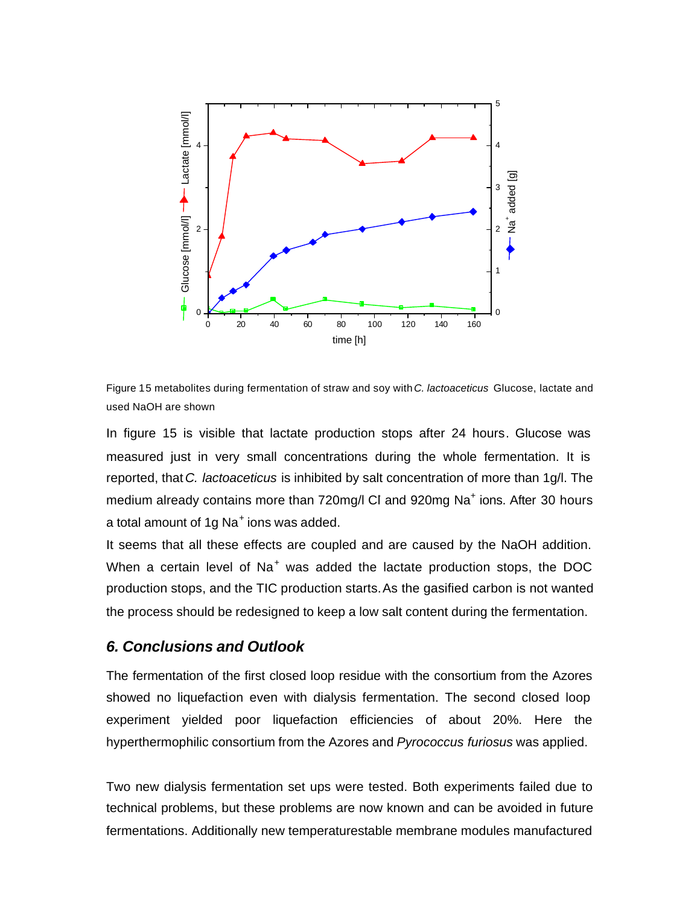Figure 15 metabolites during fermentation of straw and soy with *C. lactoaceticus* Glucose, lactate and used NaOH are shown

In figure 15 is visible that lactate production stops after 24 hours. Glucose was measured just in very small concentrations during the whole fermentation. It is reported, that *C. lactoaceticus* is inhibited by salt concentration of more than 1g/l. The medium already contains more than 720mg/l Cl and 920mg $Na^+$ ions. After 30 hours a total amount of 1g $Na^+$ ions was added.

It seems that all these effects are coupled and are caused by the NaOH addition. When a certain level of $Na^+$ was added the lactate production stops, the DOC production stops, and the TIC production starts. As the gasified carbon is not wanted the process should be redesigned to keep a low salt content during the fermentation.

## *6. Conclusions and Outlook*

The fermentation of the first closed loop residue with the consortium from the Azores showed no liquefaction even with dialysis fermentation. The second closed loop experiment yielded poor liquefaction efficiencies of about 20%. Here the hyperthermophilic consortium from the Azores and *Pyrococcus furiosus* was applied.

Two new dialysis fermentation set ups were tested. Both experiments failed due to technical problems, but these problems are now known and can be avoided in future fermentations. Additionally new temperaturestable membrane modules manufactured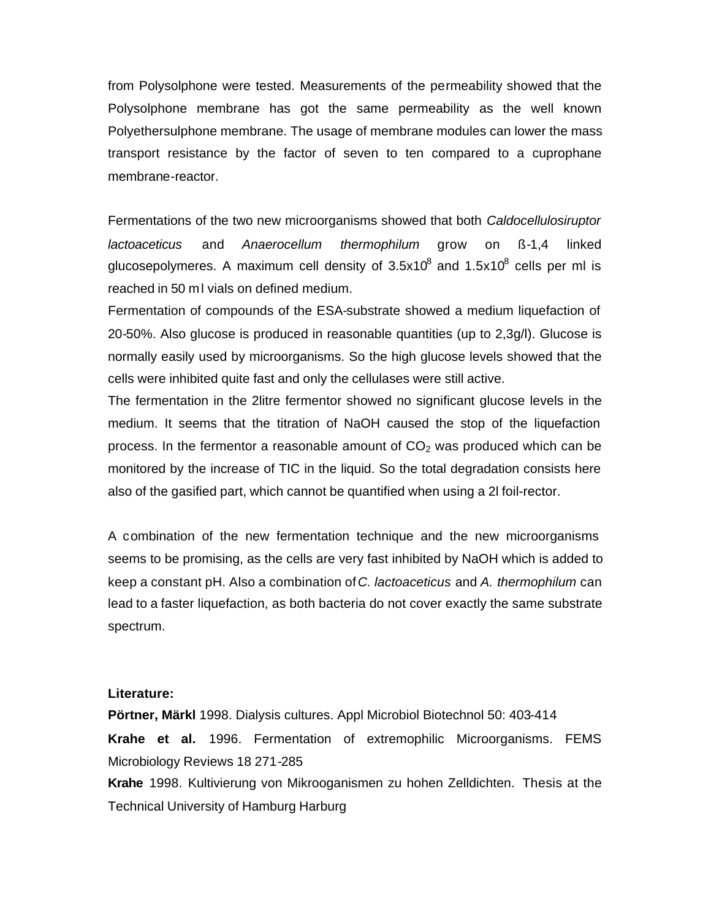from Polysolphone were tested. Measurements of the permeability showed that the Polysolphone membrane has got the same permeability as the well known Polyethersulphone membrane. The usage of membrane modules can lower the mass transport resistance by the factor of seven to ten compared to a cuprophane membrane-reactor.

Fermentations of the two new microorganisms showed that both *Caldocellulosiruptor lactoaceticus* and *Anaerocellum thermophilum* grow on ß-1,4 linked glucosepolymeres. A maximum cell density of $3.5x10^8$ and $1.5x10^8$ cells per ml is reached in 50 ml vials on defined medium.

Fermentation of compounds of the ESA-substrate showed a medium liquefaction of 20-50%. Also glucose is produced in reasonable quantities (up to 2,3g/l). Glucose is normally easily used by microorganisms. So the high glucose levels showed that the cells were inhibited quite fast and only the cellulases were still active.

The fermentation in the 2litre fermentor showed no significant glucose levels in the medium. It seems that the titration of NaOH caused the stop of the liquefaction process. In the fermentor a reasonable amount of $CO_2$ was produced which can be monitored by the increase of TIC in the liquid. So the total degradation consists here also of the gasified part, which cannot be quantified when using a 2l foil-rector.

A combination of the new fermentation technique and the new microorganisms seems to be promising, as the cells are very fast inhibited by NaOH which is added to keep a constant pH. Also a combination of *C. lactoaceticus* and *A. thermophilum* can lead to a faster liquefaction, as both bacteria do not cover exactly the same substrate spectrum.

**Literature:**

**Pörtner, Märkl** 1998. Dialysis cultures. Appl Microbiol Biotechnol 50: 403-414

**Krahe et al.** 1996. Fermentation of extremophilic Microorganisms. FEMS Microbiology Reviews 18 271-285

**Krahe** 1998. Kultivierung von Mikrooganismen zu hohen Zelldichten. Thesis at the Technical University of Hamburg Harburg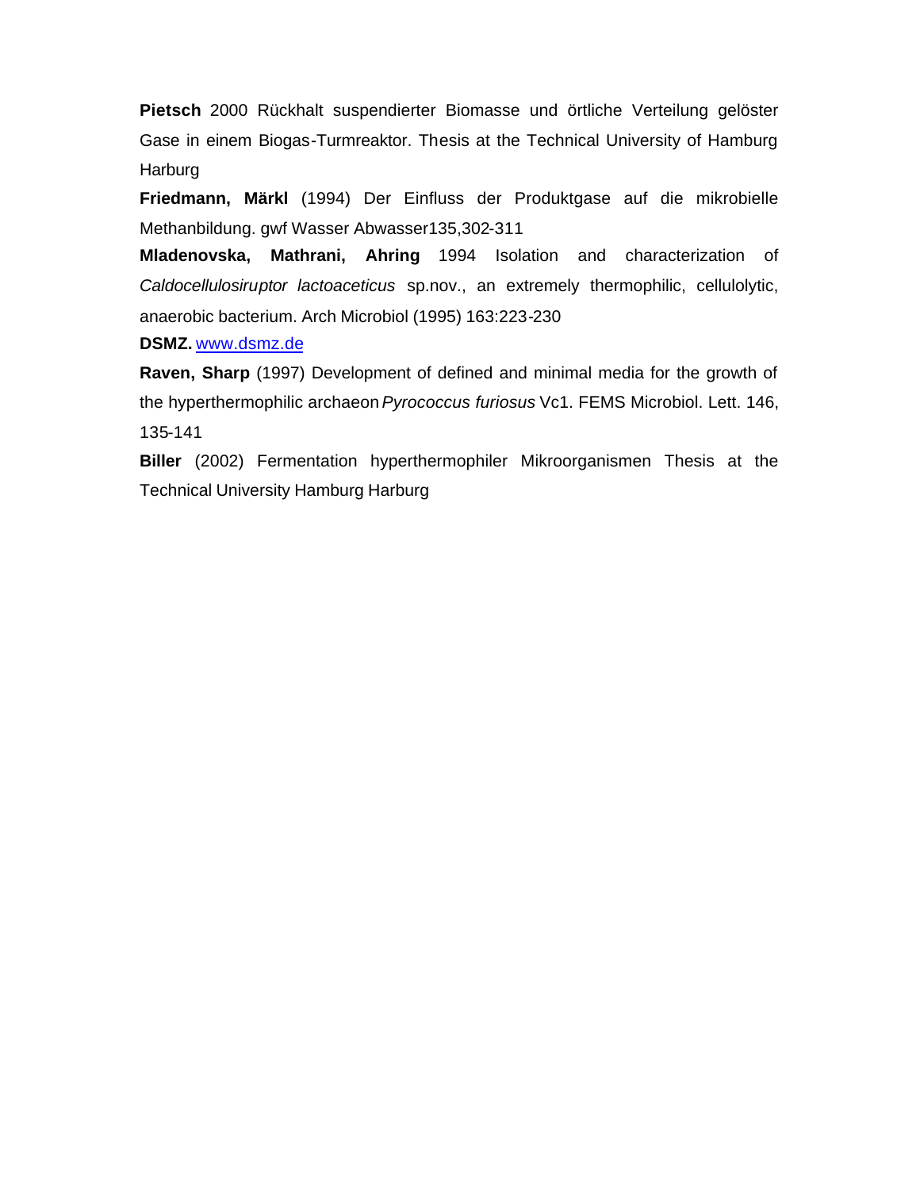**Pietsch** 2000 Rückhalt suspendierter Biomasse und örtliche Verteilung gelöster Gase in einem Biogas-Turmreaktor. Thesis at the Technical University of Hamburg Harburg

**Friedmann, Märkl** (1994) Der Einfluss der Produktgase auf die mikrobielle Methanbildung. gwf Wasser Abwasser135,302-311

**Mladenovska, Mathrani, Ahring** 1994 Isolation and characterization of *Caldocellulosiruptor lactoaceticus* sp.nov., an extremely thermophilic, cellulolytic, anaerobic bacterium. Arch Microbiol (1995) 163:223-230

**DSMZ.** www.dsmz.de

**Raven, Sharp** (1997) Development of defined and minimal media for the growth of the hyperthermophilic archaeon *Pyrococcus furiosus* Vc1. FEMS Microbiol. Lett. 146, 135-141

**Biller** (2002) Fermentation hyperthermophiler Mikroorganismen Thesis at the Technical University Hamburg Harburg